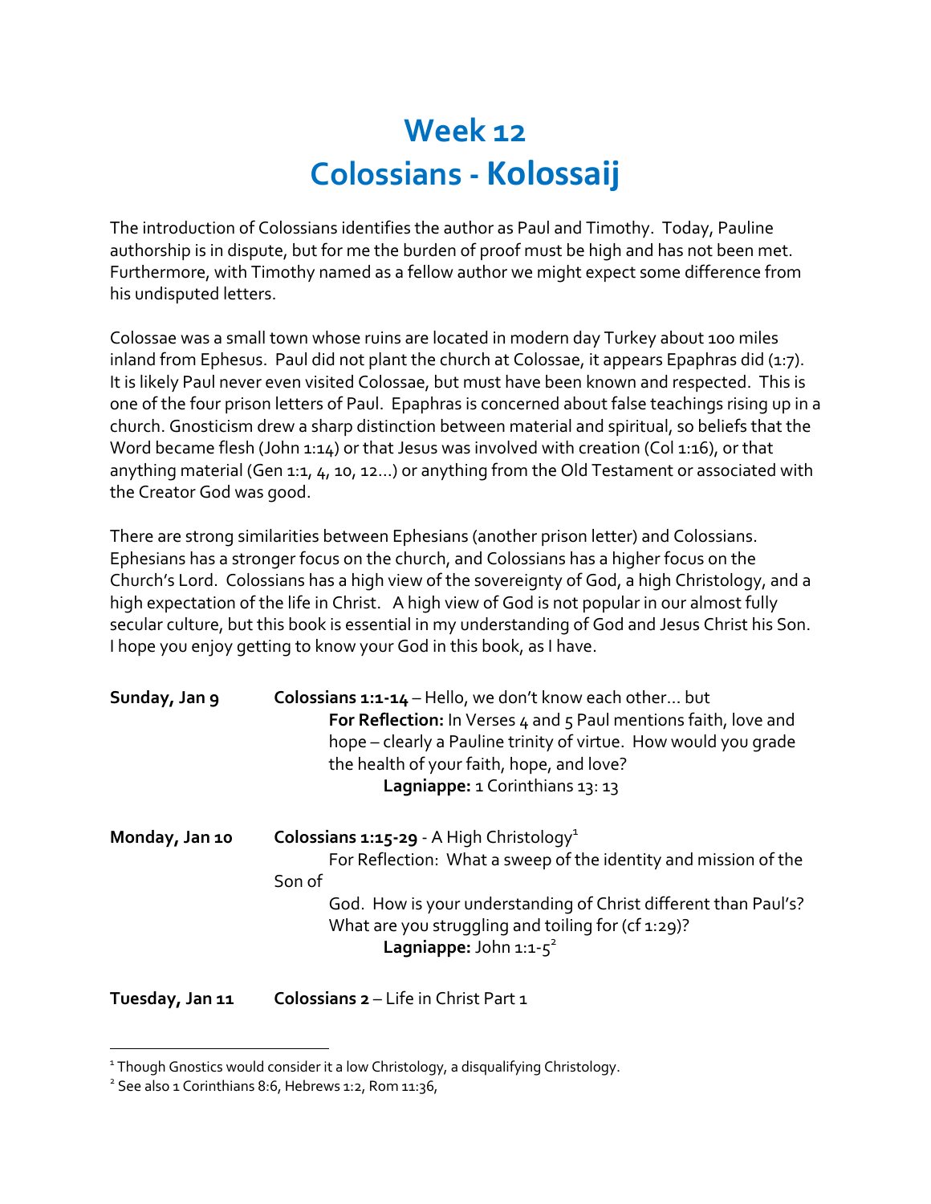# Week 12
# Colossians - Kolossaij

The introduction of Colossians identifies the author as Paul and Timothy. Today, Pauline authorship is in dispute, but for me the burden of proof must be high and has not been met. Furthermore, with Timothy named as a fellow author we might expect some difference from his undisputed letters.

Colossae was a small town whose ruins are located in modern day Turkey about 100 miles inland from Ephesus. Paul did not plant the church at Colossae, it appears Epaphras did (1:7). It is likely Paul never even visited Colossae, but must have been known and respected. This is one of the four prison letters of Paul. Epaphras is concerned about false teachings rising up in a church. Gnosticism drew a sharp distinction between material and spiritual, so beliefs that the Word became flesh (John 1:14) or that Jesus was involved with creation (Col 1:16), or that anything material (Gen 1:1, 4, 10, 12…) or anything from the Old Testament or associated with the Creator God was good.

There are strong similarities between Ephesians (another prison letter) and Colossians. Ephesians has a stronger focus on the church, and Colossians has a higher focus on the Church's Lord. Colossians has a high view of the sovereignty of God, a high Christology, and a high expectation of the life in Christ. A high view of God is not popular in our almost fully secular culture, but this book is essential in my understanding of God and Jesus Christ his Son. I hope you enjoy getting to know your God in this book, as I have.

**Sunday, Jan 9** — **Colossians 1:1-14** – Hello, we don't know each other… but

**For Reflection:** In Verses 4 and 5 Paul mentions faith, love and hope – clearly a Pauline trinity of virtue. How would you grade the health of your faith, hope, and love?

**Lagniappe:** 1 Corinthians 13: 13

**Monday, Jan 10** — **Colossians 1:15-29** - A High Christology[1]

For Reflection: What a sweep of the identity and mission of the Son of God. How is your understanding of Christ different than Paul's? What are you struggling and toiling for (cf 1:29)?

**Lagniappe:** John 1:1-5[2]

**Tuesday, Jan 11** — **Colossians 2** – Life in Christ Part 1

---

[1] Though Gnostics would consider it a low Christology, a disqualifying Christology.

[2] See also 1 Corinthians 8:6, Hebrews 1:2, Rom 11:36,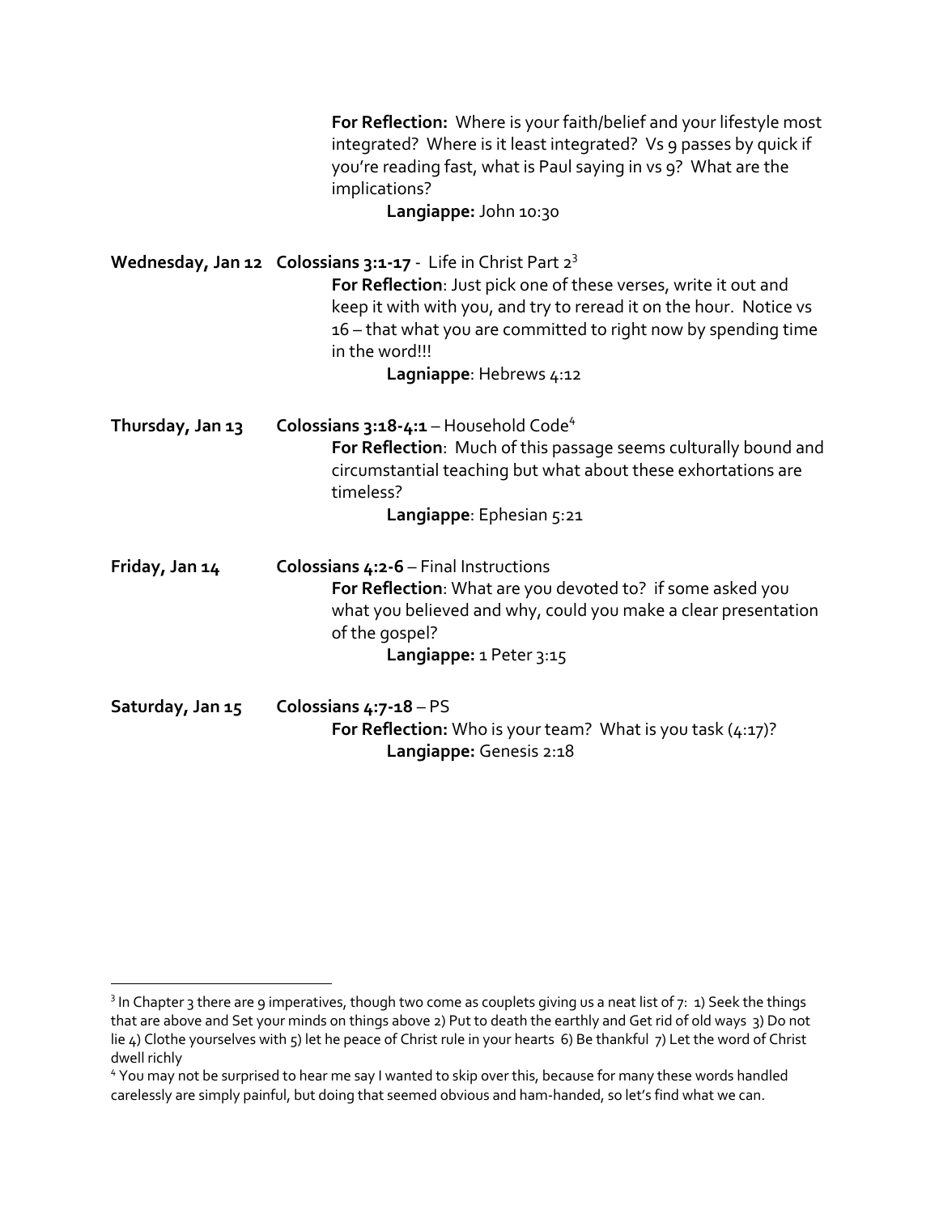**For Reflection:** Where is your faith/belief and your lifestyle most integrated? Where is it least integrated? Vs 9 passes by quick if you're reading fast, what is Paul saying in vs 9? What are the implications?

**Langiappe:** John 10:30

**Wednesday, Jan 12** **Colossians 3:1-17** - Life in Christ Part 2[3]

**For Reflection**: Just pick one of these verses, write it out and keep it with with you, and try to reread it on the hour. Notice vs 16 – that what you are committed to right now by spending time in the word!!!

**Lagniappe**: Hebrews 4:12

**Thursday, Jan 13** **Colossians 3:18-4:1** – Household Code[4]

**For Reflection**: Much of this passage seems culturally bound and circumstantial teaching but what about these exhortations are timeless?

**Langiappe**: Ephesian 5:21

**Friday, Jan 14** **Colossians 4:2-6** – Final Instructions

**For Reflection**: What are you devoted to? if some asked you what you believed and why, could you make a clear presentation of the gospel?

**Langiappe:** 1 Peter 3:15

**Saturday, Jan 15** **Colossians 4:7-18** – PS

**For Reflection:** Who is your team? What is you task (4:17)?

**Langiappe:** Genesis 2:18

---

[3] In Chapter 3 there are 9 imperatives, though two come as couplets giving us a neat list of 7: 1) Seek the things that are above and Set your minds on things above 2) Put to death the earthly and Get rid of old ways 3) Do not lie 4) Clothe yourselves with 5) let he peace of Christ rule in your hearts 6) Be thankful 7) Let the word of Christ dwell richly

[4] You may not be surprised to hear me say I wanted to skip over this, because for many these words handled carelessly are simply painful, but doing that seemed obvious and ham-handed, so let's find what we can.